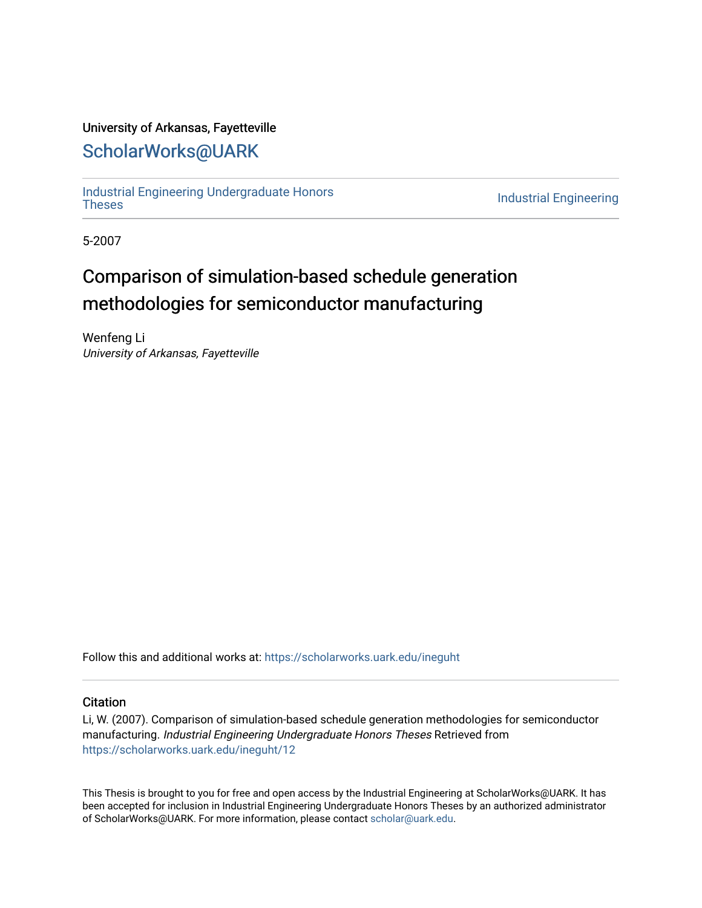University of Arkansas, Fayetteville

# ScholarWorks@UARK

Industrial Engineering Undergraduate Honors Theses | Industrial Engineering

5-2007

# Comparison of simulation-based schedule generation methodologies for semiconductor manufacturing

Wenfeng Li
*University of Arkansas, Fayetteville*

Follow this and additional works at: https://scholarworks.uark.edu/ineguht

## Citation

Li, W. (2007). Comparison of simulation-based schedule generation methodologies for semiconductor manufacturing. *Industrial Engineering Undergraduate Honors Theses* Retrieved from https://scholarworks.uark.edu/ineguht/12

This Thesis is brought to you for free and open access by the Industrial Engineering at ScholarWorks@UARK. It has been accepted for inclusion in Industrial Engineering Undergraduate Honors Theses by an authorized administrator of ScholarWorks@UARK. For more information, please contact scholar@uark.edu.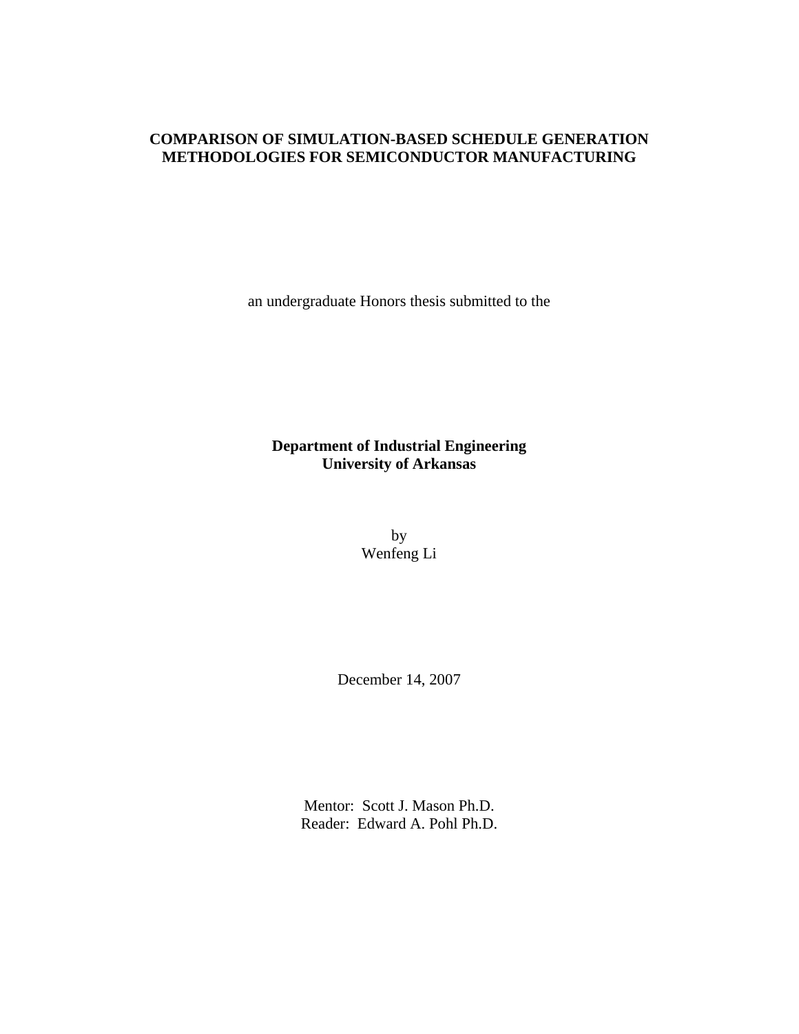**COMPARISON OF SIMULATION-BASED SCHEDULE GENERATION METHODOLOGIES FOR SEMICONDUCTOR MANUFACTURING**

an undergraduate Honors thesis submitted to the

**Department of Industrial Engineering**
**University of Arkansas**

by
Wenfeng Li

December 14, 2007

Mentor: Scott J. Mason Ph.D.
Reader: Edward A. Pohl Ph.D.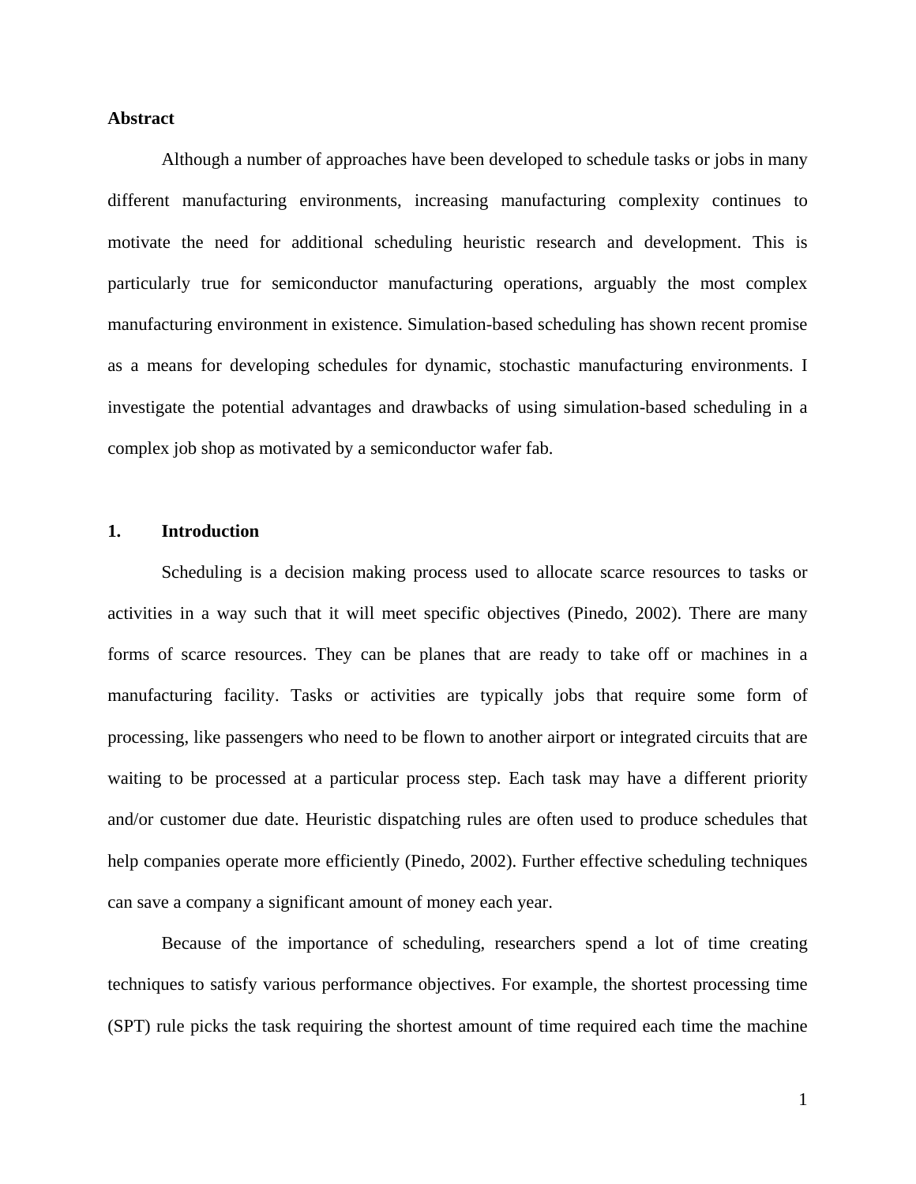## Abstract

Although a number of approaches have been developed to schedule tasks or jobs in many different manufacturing environments, increasing manufacturing complexity continues to motivate the need for additional scheduling heuristic research and development. This is particularly true for semiconductor manufacturing operations, arguably the most complex manufacturing environment in existence. Simulation-based scheduling has shown recent promise as a means for developing schedules for dynamic, stochastic manufacturing environments. I investigate the potential advantages and drawbacks of using simulation-based scheduling in a complex job shop as motivated by a semiconductor wafer fab.

## 1. Introduction

Scheduling is a decision making process used to allocate scarce resources to tasks or activities in a way such that it will meet specific objectives (Pinedo, 2002). There are many forms of scarce resources. They can be planes that are ready to take off or machines in a manufacturing facility. Tasks or activities are typically jobs that require some form of processing, like passengers who need to be flown to another airport or integrated circuits that are waiting to be processed at a particular process step. Each task may have a different priority and/or customer due date. Heuristic dispatching rules are often used to produce schedules that help companies operate more efficiently (Pinedo, 2002). Further effective scheduling techniques can save a company a significant amount of money each year.

Because of the importance of scheduling, researchers spend a lot of time creating techniques to satisfy various performance objectives. For example, the shortest processing time (SPT) rule picks the task requiring the shortest amount of time required each time the machine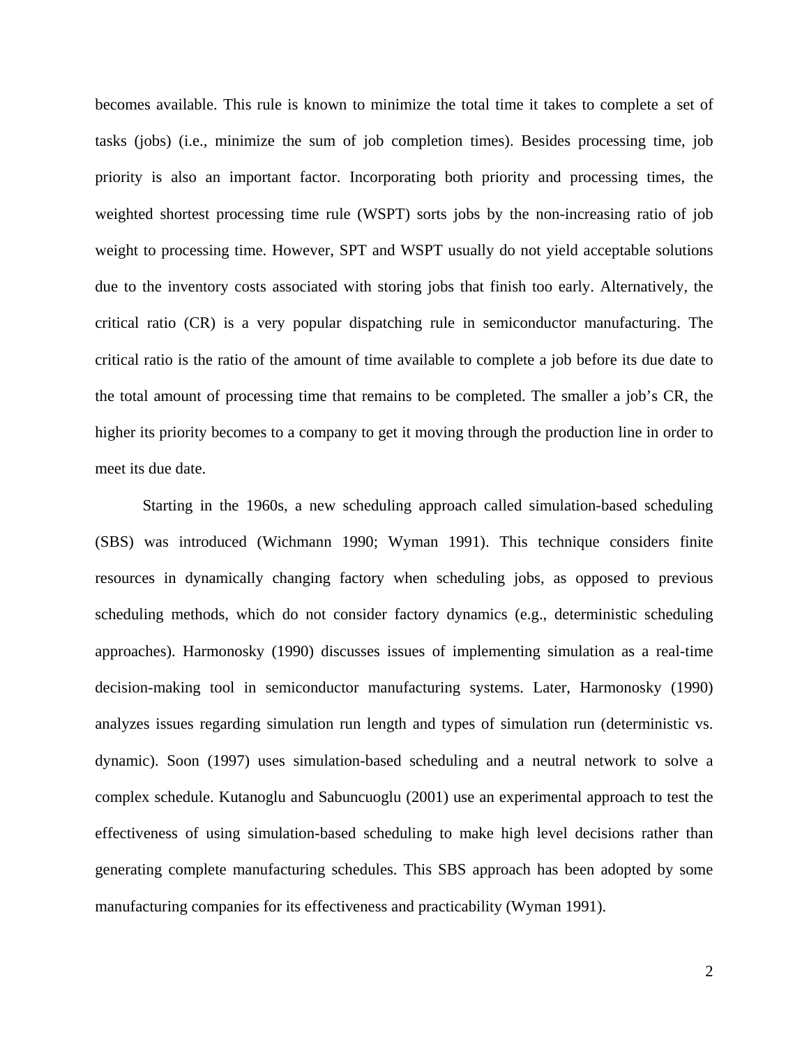becomes available. This rule is known to minimize the total time it takes to complete a set of tasks (jobs) (i.e., minimize the sum of job completion times). Besides processing time, job priority is also an important factor. Incorporating both priority and processing times, the weighted shortest processing time rule (WSPT) sorts jobs by the non-increasing ratio of job weight to processing time. However, SPT and WSPT usually do not yield acceptable solutions due to the inventory costs associated with storing jobs that finish too early. Alternatively, the critical ratio (CR) is a very popular dispatching rule in semiconductor manufacturing. The critical ratio is the ratio of the amount of time available to complete a job before its due date to the total amount of processing time that remains to be completed. The smaller a job's CR, the higher its priority becomes to a company to get it moving through the production line in order to meet its due date.

Starting in the 1960s, a new scheduling approach called simulation-based scheduling (SBS) was introduced (Wichmann 1990; Wyman 1991). This technique considers finite resources in dynamically changing factory when scheduling jobs, as opposed to previous scheduling methods, which do not consider factory dynamics (e.g., deterministic scheduling approaches). Harmonosky (1990) discusses issues of implementing simulation as a real-time decision-making tool in semiconductor manufacturing systems. Later, Harmonosky (1990) analyzes issues regarding simulation run length and types of simulation run (deterministic vs. dynamic). Soon (1997) uses simulation-based scheduling and a neutral network to solve a complex schedule. Kutanoglu and Sabuncuoglu (2001) use an experimental approach to test the effectiveness of using simulation-based scheduling to make high level decisions rather than generating complete manufacturing schedules. This SBS approach has been adopted by some manufacturing companies for its effectiveness and practicability (Wyman 1991).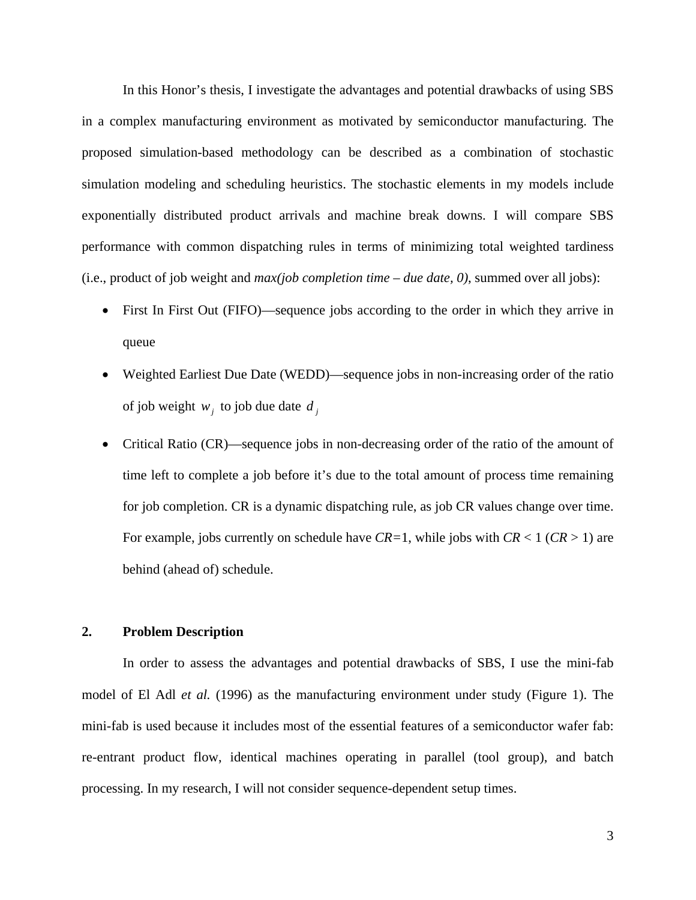In this Honor's thesis, I investigate the advantages and potential drawbacks of using SBS in a complex manufacturing environment as motivated by semiconductor manufacturing. The proposed simulation-based methodology can be described as a combination of stochastic simulation modeling and scheduling heuristics. The stochastic elements in my models include exponentially distributed product arrivals and machine break downs. I will compare SBS performance with common dispatching rules in terms of minimizing total weighted tardiness (i.e., product of job weight and *max(job completion time – due date, 0)*, summed over all jobs):

- First In First Out (FIFO)—sequence jobs according to the order in which they arrive in queue
- Weighted Earliest Due Date (WEDD)—sequence jobs in non-increasing order of the ratio of job weight $w_j$ to job due date $d_j$
- Critical Ratio (CR)—sequence jobs in non-decreasing order of the ratio of the amount of time left to complete a job before it's due to the total amount of process time remaining for job completion. CR is a dynamic dispatching rule, as job CR values change over time. For example, jobs currently on schedule have $CR=1$, while jobs with $CR < 1$ ($CR > 1$) are behind (ahead of) schedule.

## 2. Problem Description

In order to assess the advantages and potential drawbacks of SBS, I use the mini-fab model of El Adl *et al.* (1996) as the manufacturing environment under study (Figure 1). The mini-fab is used because it includes most of the essential features of a semiconductor wafer fab: re-entrant product flow, identical machines operating in parallel (tool group), and batch processing. In my research, I will not consider sequence-dependent setup times.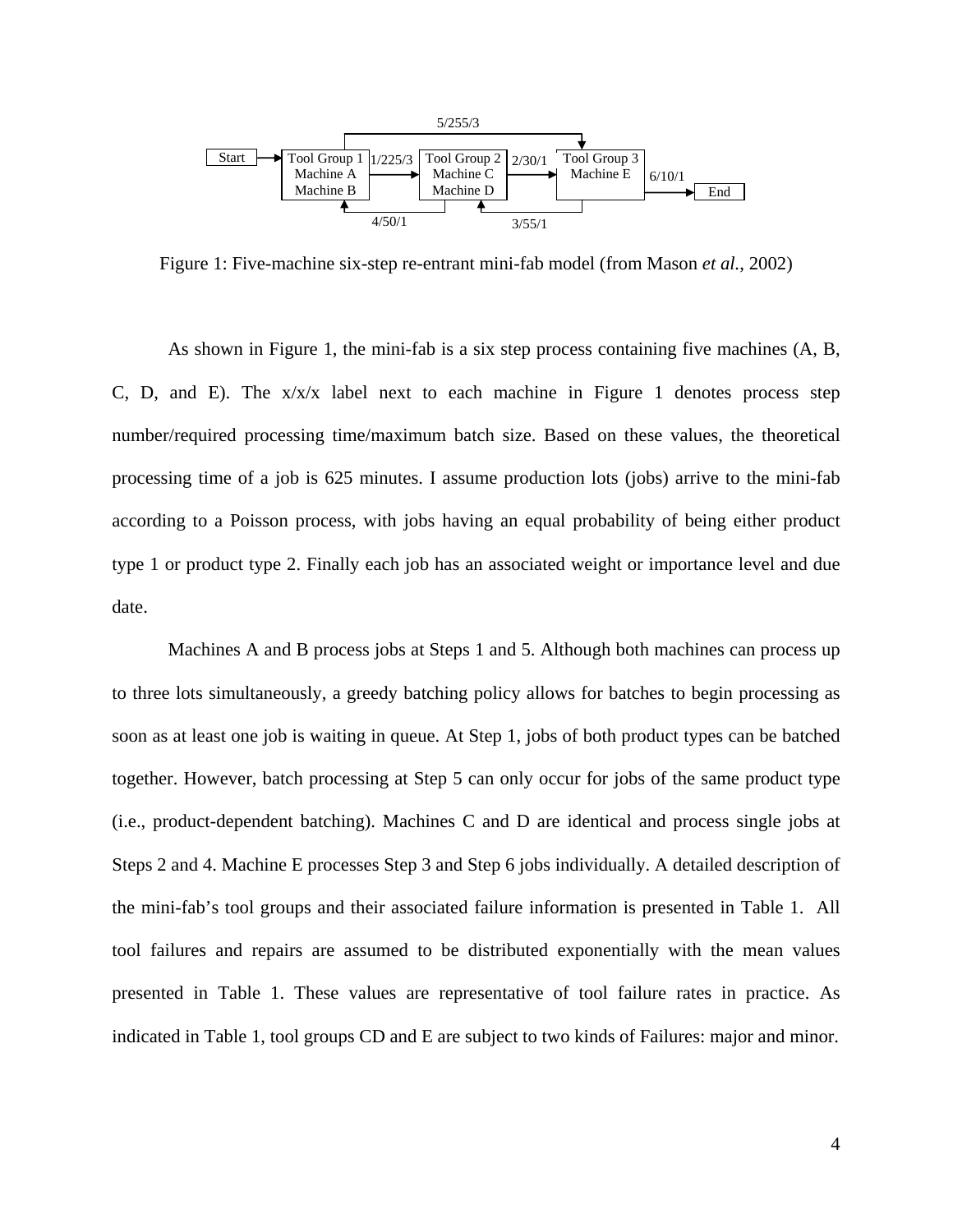Figure 1: Five-machine six-step re-entrant mini-fab model (from Mason *et al.*, 2002)

As shown in Figure 1, the mini-fab is a six step process containing five machines (A, B, C, D, and E). The x/x/x label next to each machine in Figure 1 denotes process step number/required processing time/maximum batch size. Based on these values, the theoretical processing time of a job is 625 minutes. I assume production lots (jobs) arrive to the mini-fab according to a Poisson process, with jobs having an equal probability of being either product type 1 or product type 2. Finally each job has an associated weight or importance level and due date.

Machines A and B process jobs at Steps 1 and 5. Although both machines can process up to three lots simultaneously, a greedy batching policy allows for batches to begin processing as soon as at least one job is waiting in queue. At Step 1, jobs of both product types can be batched together. However, batch processing at Step 5 can only occur for jobs of the same product type (i.e., product-dependent batching). Machines C and D are identical and process single jobs at Steps 2 and 4. Machine E processes Step 3 and Step 6 jobs individually. A detailed description of the mini-fab's tool groups and their associated failure information is presented in Table 1. All tool failures and repairs are assumed to be distributed exponentially with the mean values presented in Table 1. These values are representative of tool failure rates in practice. As indicated in Table 1, tool groups CD and E are subject to two kinds of Failures: major and minor.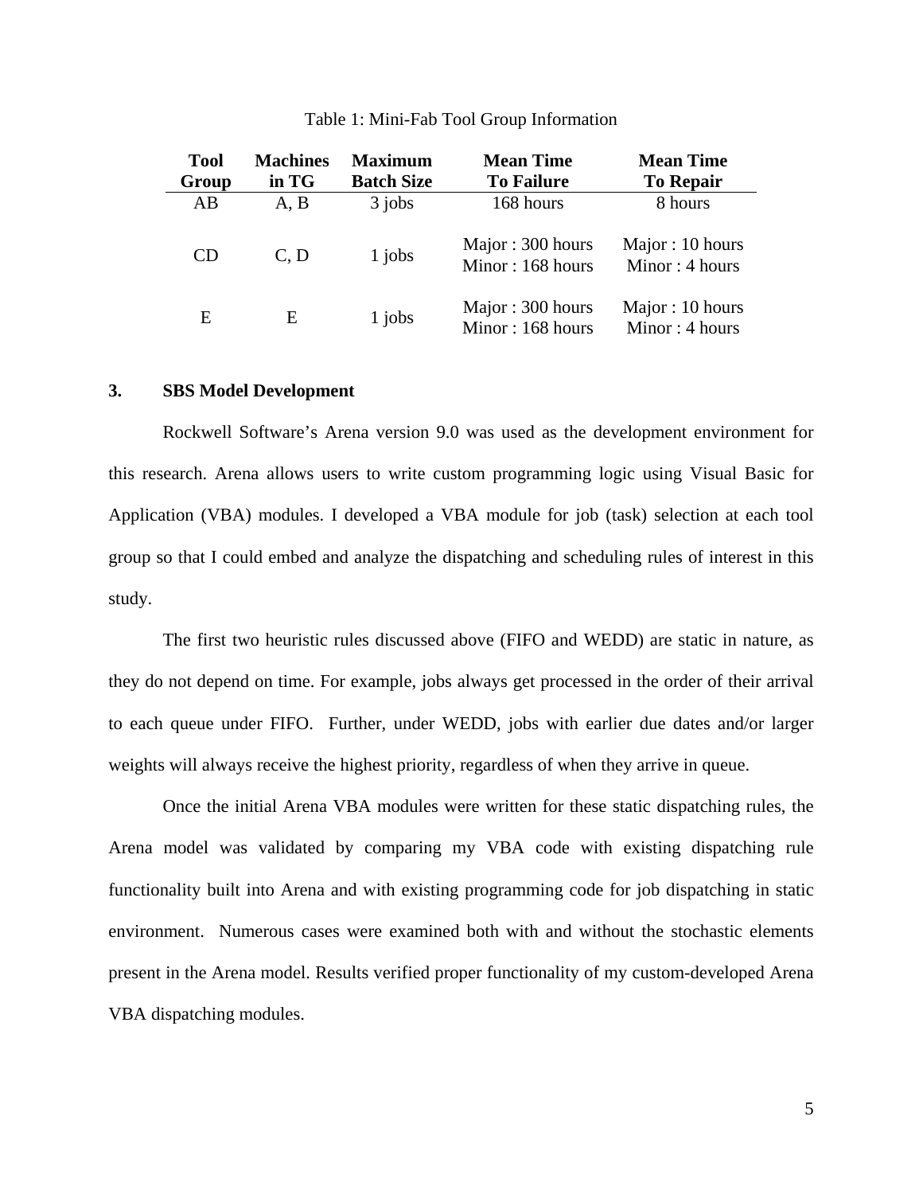Table 1: Mini-Fab Tool Group Information

| Tool Group | Machines in TG | Maximum Batch Size | Mean Time To Failure | Mean Time To Repair |
|---|---|---|---|---|
| AB | A, B | 3 jobs | 168 hours | 8 hours |
| CD | C, D | 1 jobs | Major : 300 hours<br>Minor : 168 hours | Major : 10 hours<br>Minor : 4 hours |
| E | E | 1 jobs | Major : 300 hours<br>Minor : 168 hours | Major : 10 hours<br>Minor : 4 hours |

## 3. SBS Model Development

Rockwell Software's Arena version 9.0 was used as the development environment for this research. Arena allows users to write custom programming logic using Visual Basic for Application (VBA) modules. I developed a VBA module for job (task) selection at each tool group so that I could embed and analyze the dispatching and scheduling rules of interest in this study.

The first two heuristic rules discussed above (FIFO and WEDD) are static in nature, as they do not depend on time. For example, jobs always get processed in the order of their arrival to each queue under FIFO. Further, under WEDD, jobs with earlier due dates and/or larger weights will always receive the highest priority, regardless of when they arrive in queue.

Once the initial Arena VBA modules were written for these static dispatching rules, the Arena model was validated by comparing my VBA code with existing dispatching rule functionality built into Arena and with existing programming code for job dispatching in static environment. Numerous cases were examined both with and without the stochastic elements present in the Arena model. Results verified proper functionality of my custom-developed Arena VBA dispatching modules.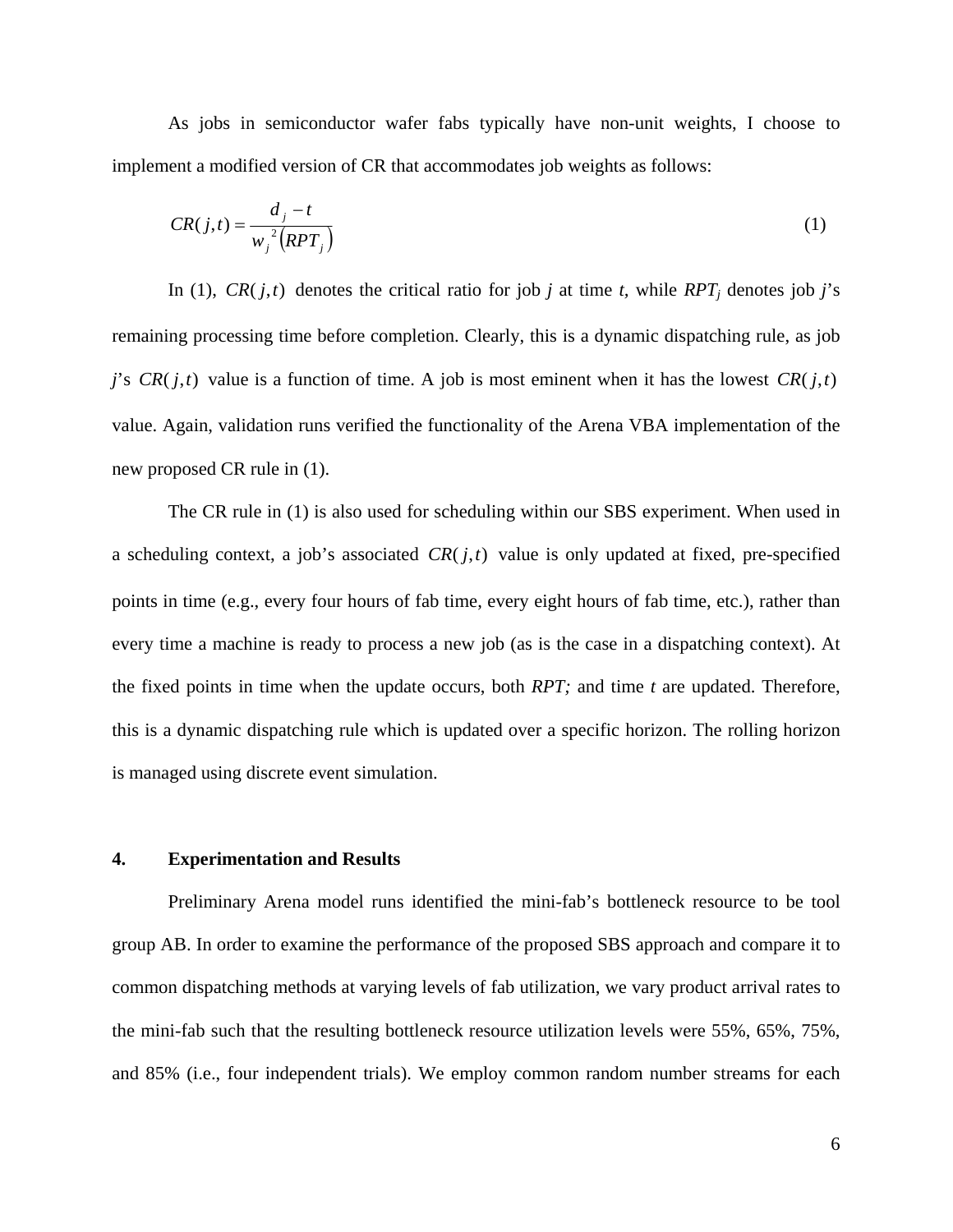As jobs in semiconductor wafer fabs typically have non-unit weights, I choose to implement a modified version of CR that accommodates job weights as follows:

$$CR(j,t) = \frac{d_j - t}{w_j^{\,2}\left(RPT_j\right)} \tag{1}$$

In (1), $CR(j,t)$ denotes the critical ratio for job $j$ at time $t$, while $RPT_j$ denotes job $j$'s remaining processing time before completion. Clearly, this is a dynamic dispatching rule, as job $j$'s $CR(j,t)$ value is a function of time. A job is most eminent when it has the lowest $CR(j,t)$ value. Again, validation runs verified the functionality of the Arena VBA implementation of the new proposed CR rule in (1).

The CR rule in (1) is also used for scheduling within our SBS experiment. When used in a scheduling context, a job's associated $CR(j,t)$ value is only updated at fixed, pre-specified points in time (e.g., every four hours of fab time, every eight hours of fab time, etc.), rather than every time a machine is ready to process a new job (as is the case in a dispatching context). At the fixed points in time when the update occurs, both *RPT;* and time $t$ are updated. Therefore, this is a dynamic dispatching rule which is updated over a specific horizon. The rolling horizon is managed using discrete event simulation.

## 4. Experimentation and Results

Preliminary Arena model runs identified the mini-fab's bottleneck resource to be tool group AB. In order to examine the performance of the proposed SBS approach and compare it to common dispatching methods at varying levels of fab utilization, we vary product arrival rates to the mini-fab such that the resulting bottleneck resource utilization levels were 55%, 65%, 75%, and 85% (i.e., four independent trials). We employ common random number streams for each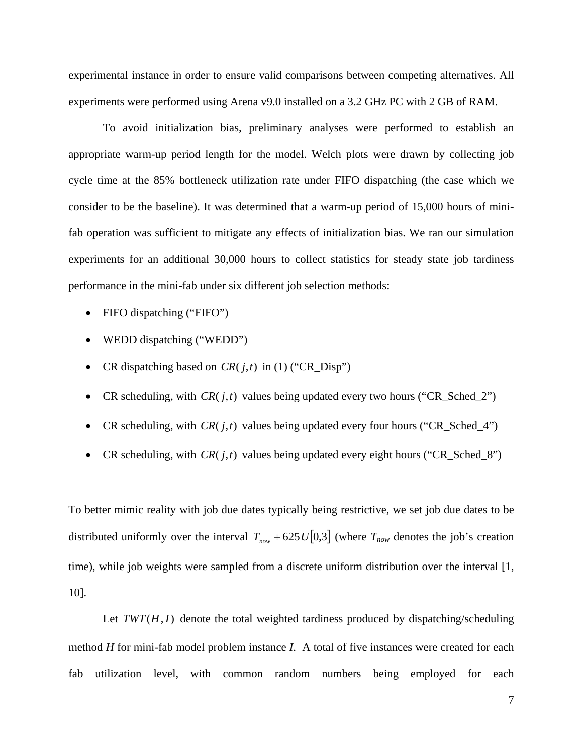experimental instance in order to ensure valid comparisons between competing alternatives. All experiments were performed using Arena v9.0 installed on a 3.2 GHz PC with 2 GB of RAM.

To avoid initialization bias, preliminary analyses were performed to establish an appropriate warm-up period length for the model. Welch plots were drawn by collecting job cycle time at the 85% bottleneck utilization rate under FIFO dispatching (the case which we consider to be the baseline). It was determined that a warm-up period of 15,000 hours of mini-fab operation was sufficient to mitigate any effects of initialization bias. We ran our simulation experiments for an additional 30,000 hours to collect statistics for steady state job tardiness performance in the mini-fab under six different job selection methods:

- FIFO dispatching ("FIFO")
- WEDD dispatching ("WEDD")
- CR dispatching based on $CR(j,t)$ in (1) ("CR_Disp")
- CR scheduling, with $CR(j,t)$ values being updated every two hours ("CR_Sched_2")
- CR scheduling, with $CR(j,t)$ values being updated every four hours ("CR_Sched_4")
- CR scheduling, with $CR(j,t)$ values being updated every eight hours ("CR_Sched_8")

To better mimic reality with job due dates typically being restrictive, we set job due dates to be distributed uniformly over the interval $T_{now} + 625U[0,3]$ (where $T_{now}$ denotes the job's creation time), while job weights were sampled from a discrete uniform distribution over the interval [1, 10].

Let $TWT(H,I)$ denote the total weighted tardiness produced by dispatching/scheduling method $H$ for mini-fab model problem instance $I$. A total of five instances were created for each fab utilization level, with common random numbers being employed for each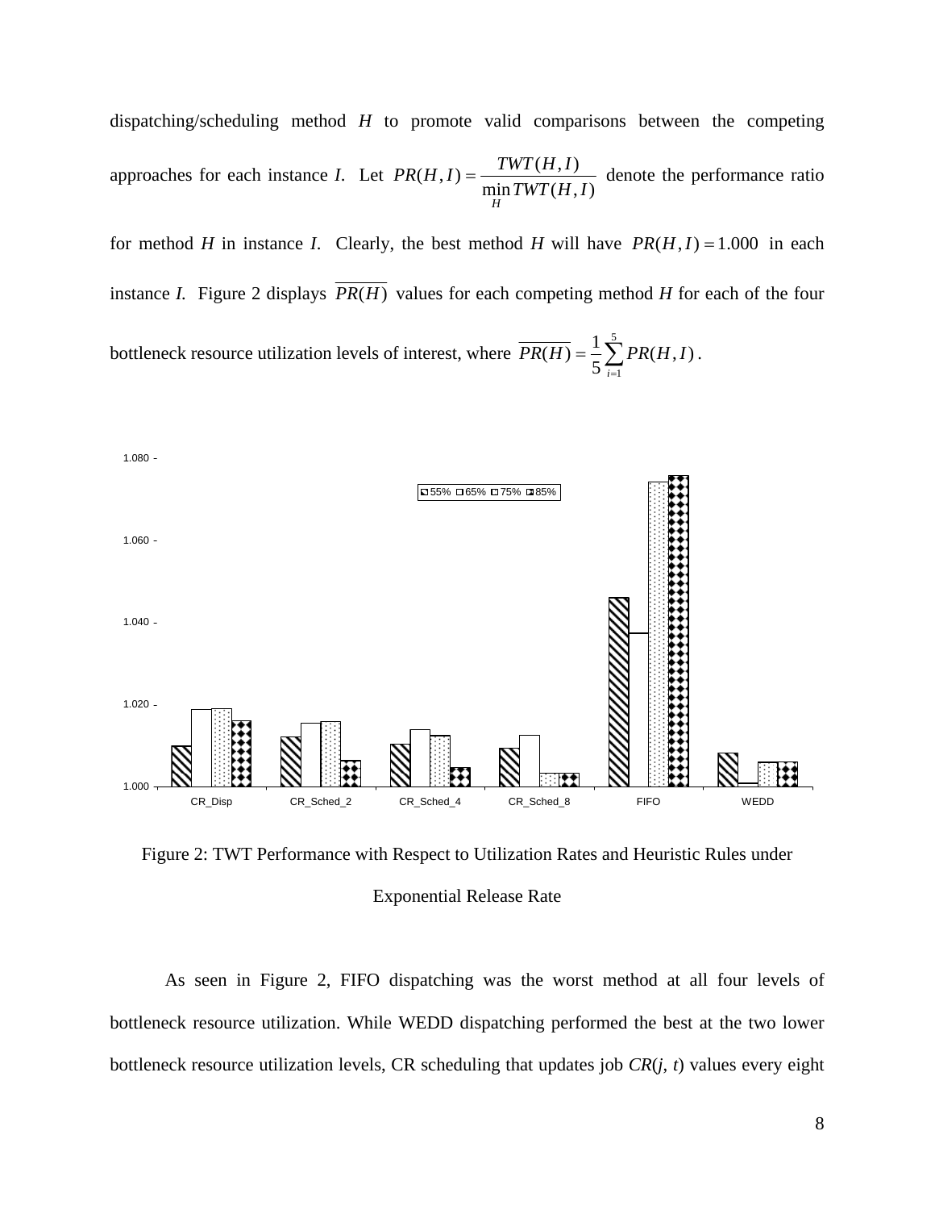dispatching/scheduling method $H$ to promote valid comparisons between the competing approaches for each instance $I$. Let $PR(H,I) = \dfrac{TWT(H,I)}{\min\limits_{H} TWT(H,I)}$ denote the performance ratio for method $H$ in instance $I$. Clearly, the best method $H$ will have $PR(H,I) = 1.000$ in each instance $I$. Figure 2 displays $\overline{PR(H)}$ values for each competing method $H$ for each of the four bottleneck resource utilization levels of interest, where $\overline{PR(H)} = \frac{1}{5}\sum_{i=1}^{5} PR(H,I)$.

Figure 2: TWT Performance with Respect to Utilization Rates and Heuristic Rules under Exponential Release Rate

As seen in Figure 2, FIFO dispatching was the worst method at all four levels of bottleneck resource utilization. While WEDD dispatching performed the best at the two lower bottleneck resource utilization levels, CR scheduling that updates job $CR(j, t)$ values every eight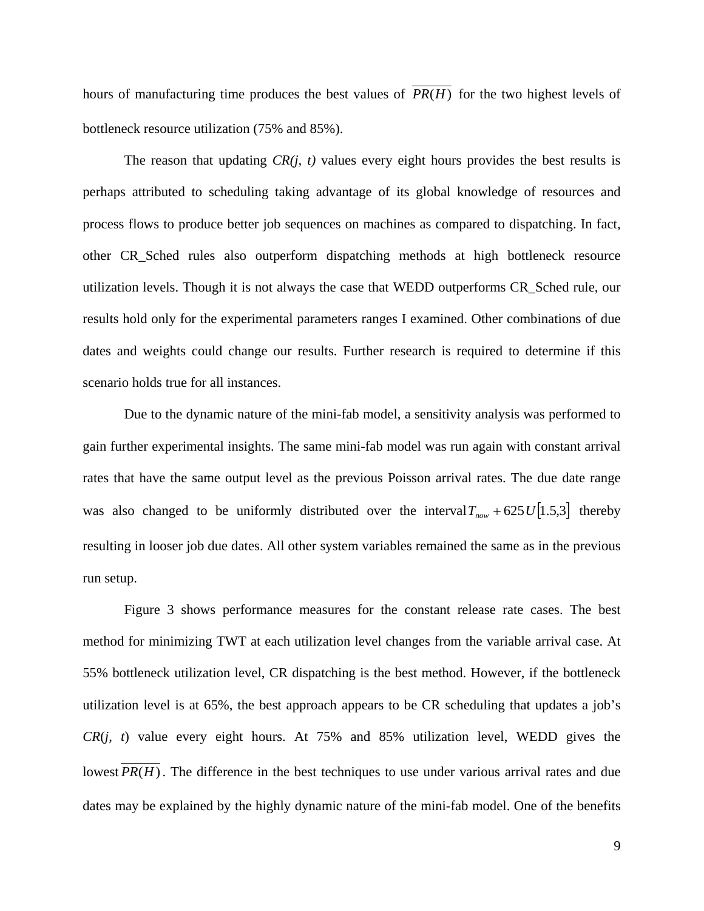hours of manufacturing time produces the best values of $\overline{PR(H)}$ for the two highest levels of bottleneck resource utilization (75% and 85%).

The reason that updating *CR(j, t)* values every eight hours provides the best results is perhaps attributed to scheduling taking advantage of its global knowledge of resources and process flows to produce better job sequences on machines as compared to dispatching. In fact, other CR_Sched rules also outperform dispatching methods at high bottleneck resource utilization levels. Though it is not always the case that WEDD outperforms CR_Sched rule, our results hold only for the experimental parameters ranges I examined. Other combinations of due dates and weights could change our results. Further research is required to determine if this scenario holds true for all instances.

Due to the dynamic nature of the mini-fab model, a sensitivity analysis was performed to gain further experimental insights. The same mini-fab model was run again with constant arrival rates that have the same output level as the previous Poisson arrival rates. The due date range was also changed to be uniformly distributed over the interval $T_{now} + 625U[1.5, 3]$ thereby resulting in looser job due dates. All other system variables remained the same as in the previous run setup.

Figure 3 shows performance measures for the constant release rate cases. The best method for minimizing TWT at each utilization level changes from the variable arrival case. At 55% bottleneck utilization level, CR dispatching is the best method. However, if the bottleneck utilization level is at 65%, the best approach appears to be CR scheduling that updates a job's *CR*(*j*, *t*) value every eight hours. At 75% and 85% utilization level, WEDD gives the lowest $\overline{PR(H)}$. The difference in the best techniques to use under various arrival rates and due dates may be explained by the highly dynamic nature of the mini-fab model. One of the benefits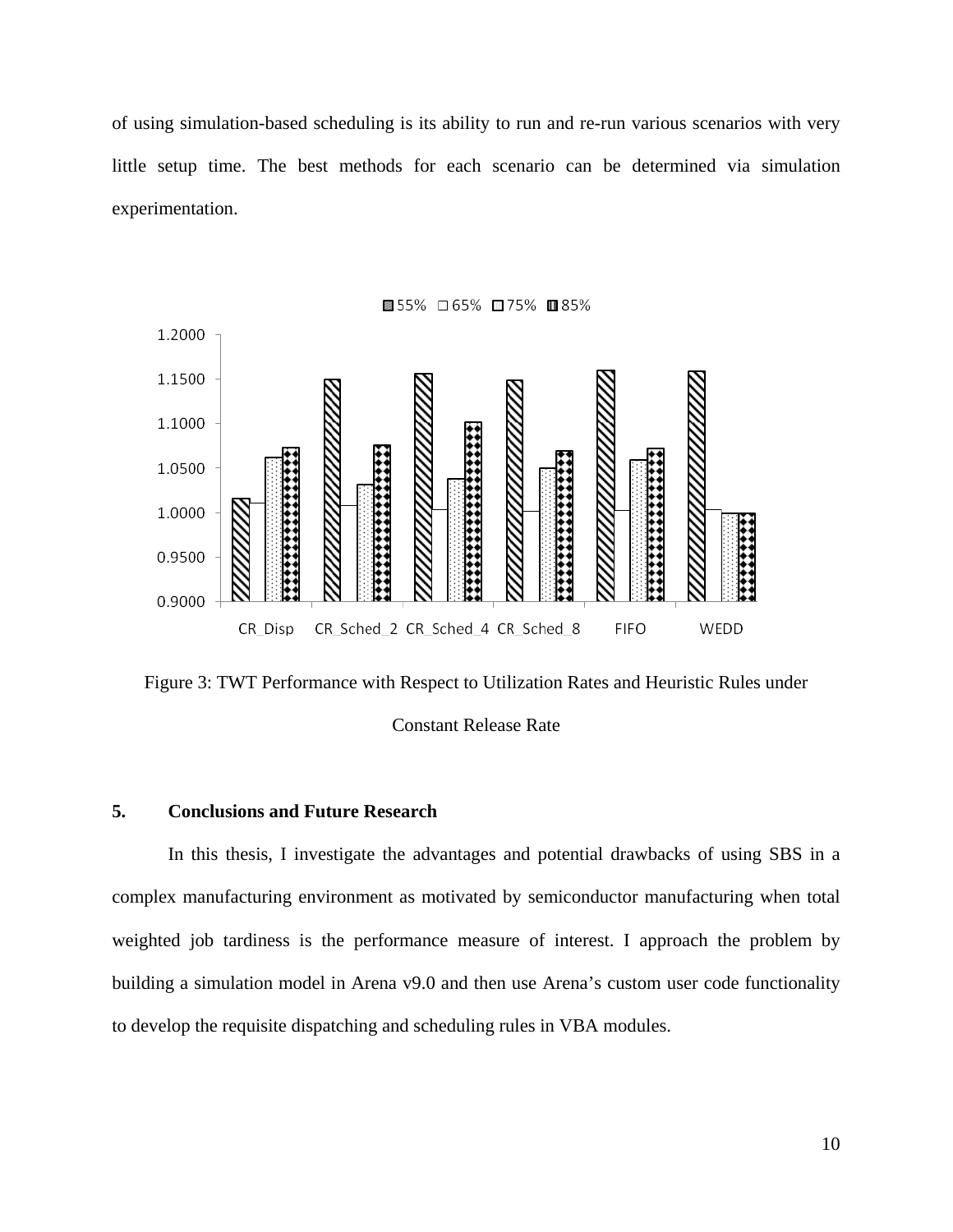of using simulation-based scheduling is its ability to run and re-run various scenarios with very little setup time. The best methods for each scenario can be determined via simulation experimentation.

Figure 3: TWT Performance with Respect to Utilization Rates and Heuristic Rules under Constant Release Rate

## 5. Conclusions and Future Research

In this thesis, I investigate the advantages and potential drawbacks of using SBS in a complex manufacturing environment as motivated by semiconductor manufacturing when total weighted job tardiness is the performance measure of interest. I approach the problem by building a simulation model in Arena v9.0 and then use Arena's custom user code functionality to develop the requisite dispatching and scheduling rules in VBA modules.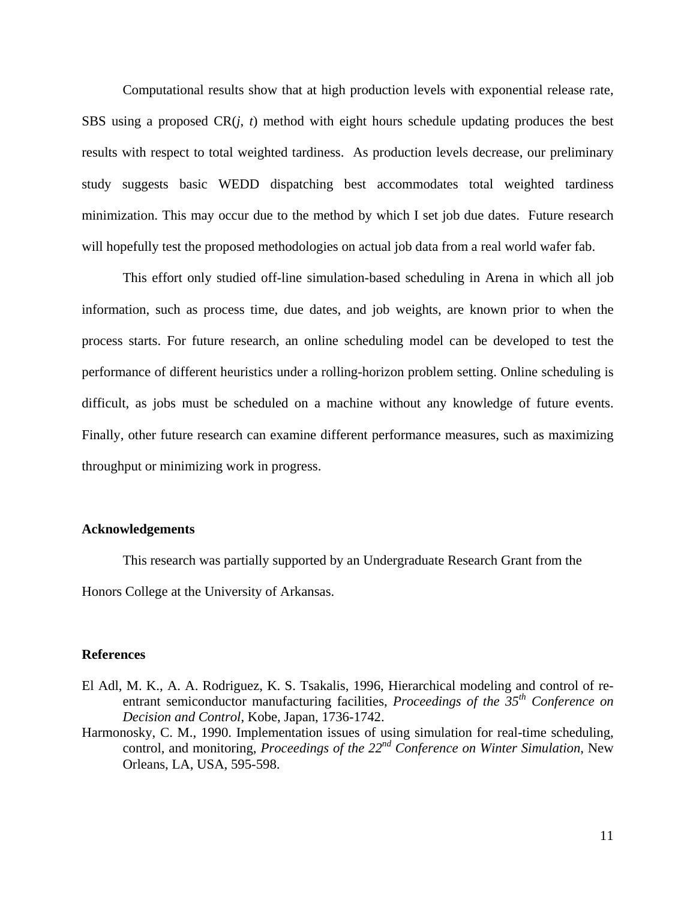Computational results show that at high production levels with exponential release rate, SBS using a proposed CR($j$, $t$) method with eight hours schedule updating produces the best results with respect to total weighted tardiness. As production levels decrease, our preliminary study suggests basic WEDD dispatching best accommodates total weighted tardiness minimization. This may occur due to the method by which I set job due dates. Future research will hopefully test the proposed methodologies on actual job data from a real world wafer fab.

This effort only studied off-line simulation-based scheduling in Arena in which all job information, such as process time, due dates, and job weights, are known prior to when the process starts. For future research, an online scheduling model can be developed to test the performance of different heuristics under a rolling-horizon problem setting. Online scheduling is difficult, as jobs must be scheduled on a machine without any knowledge of future events. Finally, other future research can examine different performance measures, such as maximizing throughput or minimizing work in progress.

### Acknowledgements

This research was partially supported by an Undergraduate Research Grant from the Honors College at the University of Arkansas.

### References

El Adl, M. K., A. A. Rodriguez, K. S. Tsakalis, 1996, Hierarchical modeling and control of re-entrant semiconductor manufacturing facilities, *Proceedings of the 35th Conference on Decision and Control*, Kobe, Japan, 1736-1742.

Harmonosky, C. M., 1990. Implementation issues of using simulation for real-time scheduling, control, and monitoring, *Proceedings of the 22nd Conference on Winter Simulation*, New Orleans, LA, USA, 595-598.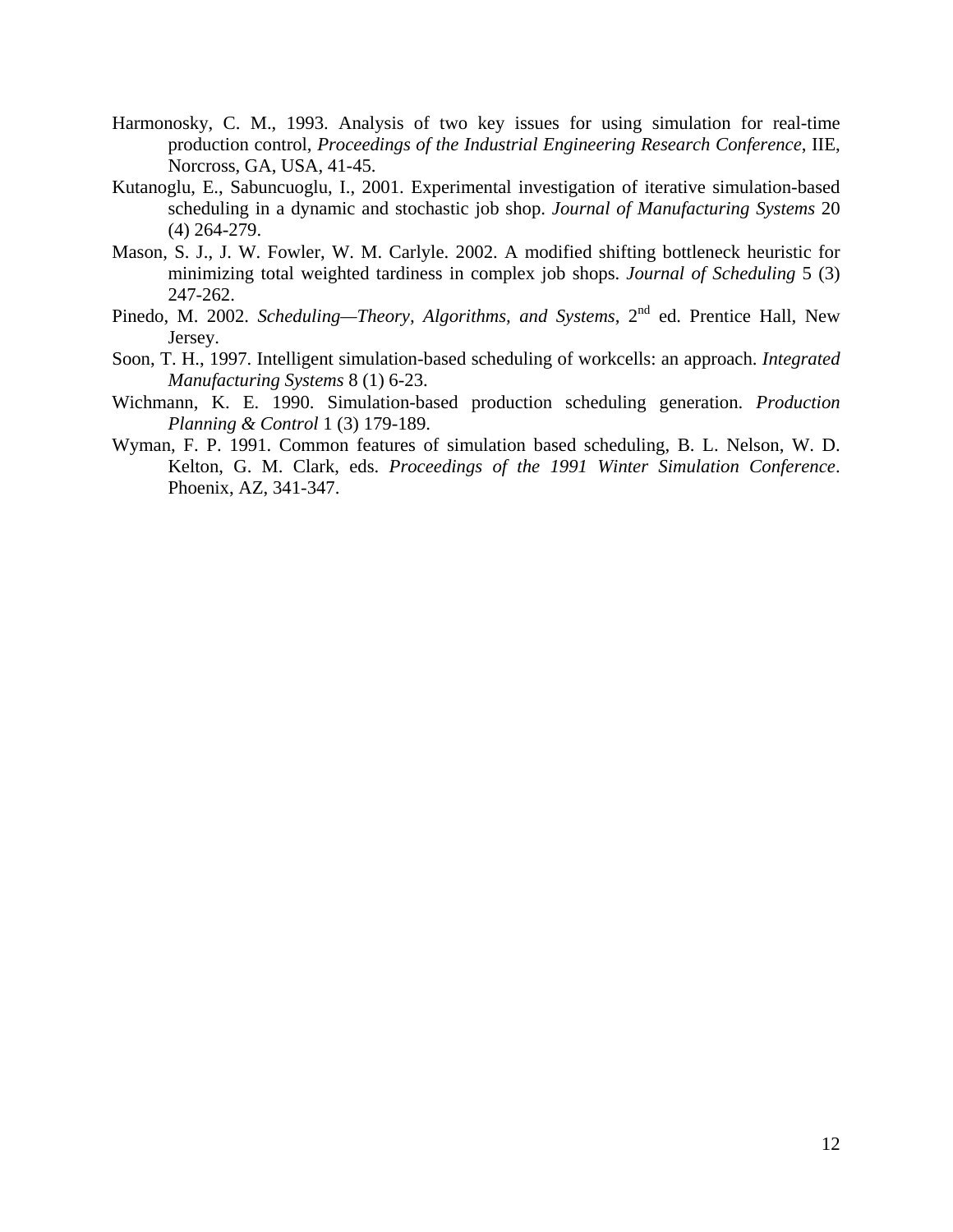Harmonosky, C. M., 1993. Analysis of two key issues for using simulation for real-time production control, *Proceedings of the Industrial Engineering Research Conference*, IIE, Norcross, GA, USA, 41-45.

Kutanoglu, E., Sabuncuoglu, I., 2001. Experimental investigation of iterative simulation-based scheduling in a dynamic and stochastic job shop. *Journal of Manufacturing Systems* 20 (4) 264-279.

Mason, S. J., J. W. Fowler, W. M. Carlyle. 2002. A modified shifting bottleneck heuristic for minimizing total weighted tardiness in complex job shops. *Journal of Scheduling* 5 (3) 247-262.

Pinedo, M. 2002. *Scheduling—Theory, Algorithms, and Systems*, 2nd ed. Prentice Hall, New Jersey.

Soon, T. H., 1997. Intelligent simulation-based scheduling of workcells: an approach. *Integrated Manufacturing Systems* 8 (1) 6-23.

Wichmann, K. E. 1990. Simulation-based production scheduling generation. *Production Planning & Control* 1 (3) 179-189.

Wyman, F. P. 1991. Common features of simulation based scheduling, B. L. Nelson, W. D. Kelton, G. M. Clark, eds. *Proceedings of the 1991 Winter Simulation Conference*. Phoenix, AZ, 341-347.